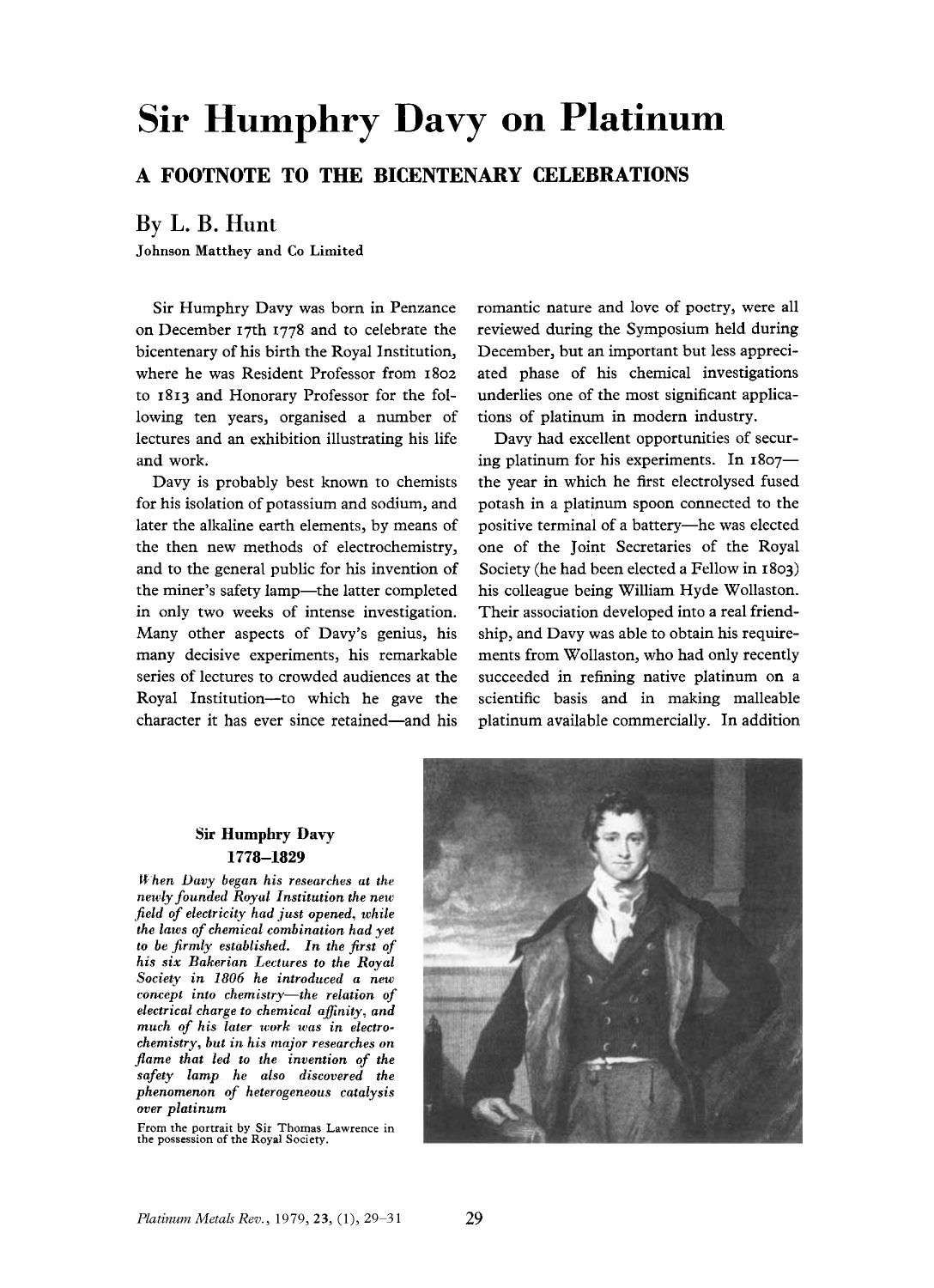# Sir Humphry Davy on Platinum

## A FOOTNOTE TO THE BICENTENARY CELEBRATIONS

### By L. B. Hunt

**Johnson Matthey and Co Limited**

Sir Humphry Davy was born in Penzance on December 17th 1778 and to celebrate the bicentenary of his birth the Royal Institution, where he was Resident Professor from 1802 to 1813 and Honorary Professor for the following ten years, organised a number of lectures and an exhibition illustrating his life and work.

Davy is probably best known to chemists for his isolation of potassium and sodium, and later the alkaline earth elements, by means of the then new methods of electrochemistry, and to the general public for his invention of the miner's safety lamp—the latter completed in only two weeks of intense investigation. Many other aspects of Davy's genius, his many decisive experiments, his remarkable series of lectures to crowded audiences at the Royal Institution—to which he gave the character it has ever since retained—and his romantic nature and love of poetry, were all reviewed during the Symposium held during December, but an important but less appreciated phase of his chemical investigations underlies one of the most significant applications of platinum in modern industry.

Davy had excellent opportunities of securing platinum for his experiments. In 1807—the year in which he first electrolysed fused potash in a platinum spoon connected to the positive terminal of a battery—he was elected one of the Joint Secretaries of the Royal Society (he had been elected a Fellow in 1803) his colleague being William Hyde Wollaston. Their association developed into a real friendship, and Davy was able to obtain his requirements from Wollaston, who had only recently succeeded in refining native platinum on a scientific basis and in making malleable platinum available commercially. In addition

**Sir Humphry Davy**
**1778–1829**

*When Davy began his researches at the newly founded Royal Institution the new field of electricity had just opened, while the laws of chemical combination had yet to be firmly established. In the first of his six Bakerian Lectures to the Royal Society in 1806 he introduced a new concept into chemistry—the relation of electrical charge to chemical affinity, and much of his later work was in electrochemistry, but in his major researches on flame that led to the invention of the safety lamp he also discovered the phenomenon of heterogeneous catalysis over platinum*

From the portrait by Sir Thomas Lawrence in the possession of the Royal Society.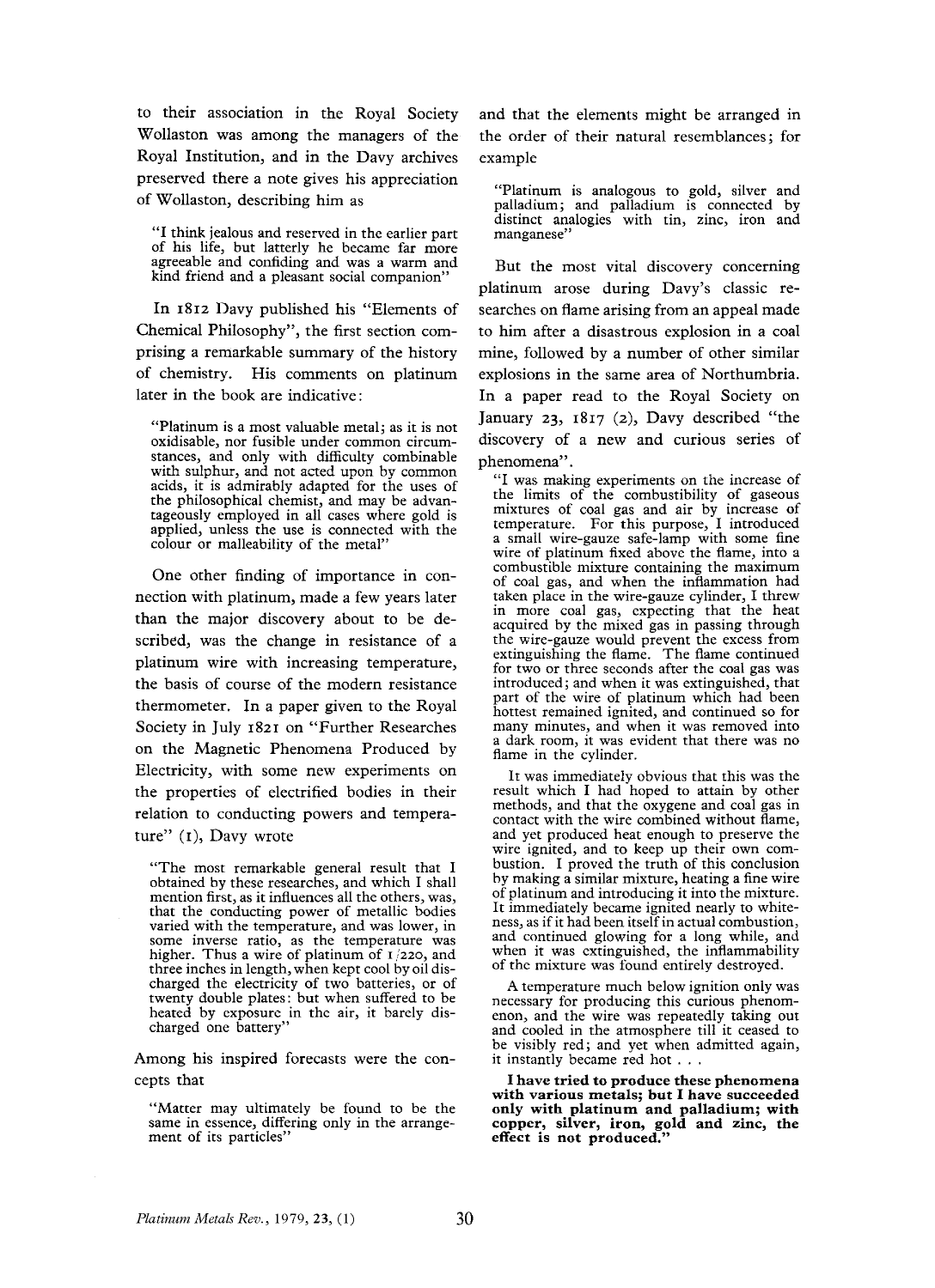to their association in the Royal Society Wollaston was among the managers of the Royal Institution, and in the Davy archives preserved there a note gives his appreciation of Wollaston, describing him as

> "I think jealous and reserved in the earlier part of his life, but latterly he became far more agreeable and confiding and was a warm and kind friend and a pleasant social companion"

In 1812 Davy published his "Elements of Chemical Philosophy", the first section comprising a remarkable summary of the history of chemistry. His comments on platinum later in the book are indicative:

> "Platinum is a most valuable metal; as it is not oxidisable, nor fusible under common circumstances, and only with difficulty combinable with sulphur, and not acted upon by common acids, it is admirably adapted for the uses of the philosophical chemist, and may be advantageously employed in all cases where gold is applied, unless the use is connected with the colour or malleability of the metal"

One other finding of importance in connection with platinum, made a few years later than the major discovery about to be described, was the change in resistance of a platinum wire with increasing temperature, the basis of course of the modern resistance thermometer. In a paper given to the Royal Society in July 1821 on "Further Researches on the Magnetic Phenomena Produced by Electricity, with some new experiments on the properties of electrified bodies in their relation to conducting powers and temperature" (1), Davy wrote

> "The most remarkable general result that I obtained by these researches, and which I shall mention first, as it influences all the others, was, that the conducting power of metallic bodies varied with the temperature, and was lower, in some inverse ratio, as the temperature was higher. Thus a wire of platinum of 1/220, and three inches in length, when kept cool by oil discharged the electricity of two batteries, or of twenty double plates: but when suffered to be heated by exposure in the air, it barely discharged one battery"

Among his inspired forecasts were the concepts that

> "Matter may ultimately be found to be the same in essence, differing only in the arrangement of its particles"

and that the elements might be arranged in the order of their natural resemblances; for example

> "Platinum is analogous to gold, silver and palladium; and palladium is connected by distinct analogies with tin, zinc, iron and manganese"

But the most vital discovery concerning platinum arose during Davy's classic researches on flame arising from an appeal made to him after a disastrous explosion in a coal mine, followed by a number of other similar explosions in the same area of Northumbria. In a paper read to the Royal Society on January 23, 1817 (2), Davy described "the discovery of a new and curious series of phenomena".

> "I was making experiments on the increase of the limits of the combustibility of gaseous mixtures of coal gas and air by increase of temperature. For this purpose, I introduced a small wire-gauze safe-lamp with some fine wire of platinum fixed above the flame, into a combustible mixture containing the maximum of coal gas, and when the inflammation had taken place in the wire-gauze cylinder, I threw in more coal gas, expecting that the heat acquired by the mixed gas in passing through the wire-gauze would prevent the excess from extinguishing the flame. The flame continued for two or three seconds after the coal gas was introduced; and when it was extinguished, that part of the wire of platinum which had been hottest remained ignited, and continued so for many minutes, and when it was removed into a dark room, it was evident that there was no flame in the cylinder.
>
> It was immediately obvious that this was the result which I had hoped to attain by other methods, and that the oxygene and coal gas in contact with the wire combined without flame, and yet produced heat enough to preserve the wire ignited, and to keep up their own combustion. I proved the truth of this conclusion by making a similar mixture, heating a fine wire of platinum and introducing it into the mixture. It immediately became ignited nearly to whiteness, as if it had been itself in actual combustion, and continued glowing for a long while, and when it was extinguished, the inflammability of the mixture was found entirely destroyed.
>
> A temperature much below ignition only was necessary for producing this curious phenomenon, and the wire was repeatedly taking out and cooled in the atmosphere till it ceased to be visibly red; and yet when admitted again, it instantly became red hot . . .
>
> **I have tried to produce these phenomena with various metals; but I have succeeded only with platinum and palladium; with copper, silver, iron, gold and zinc, the effect is not produced."**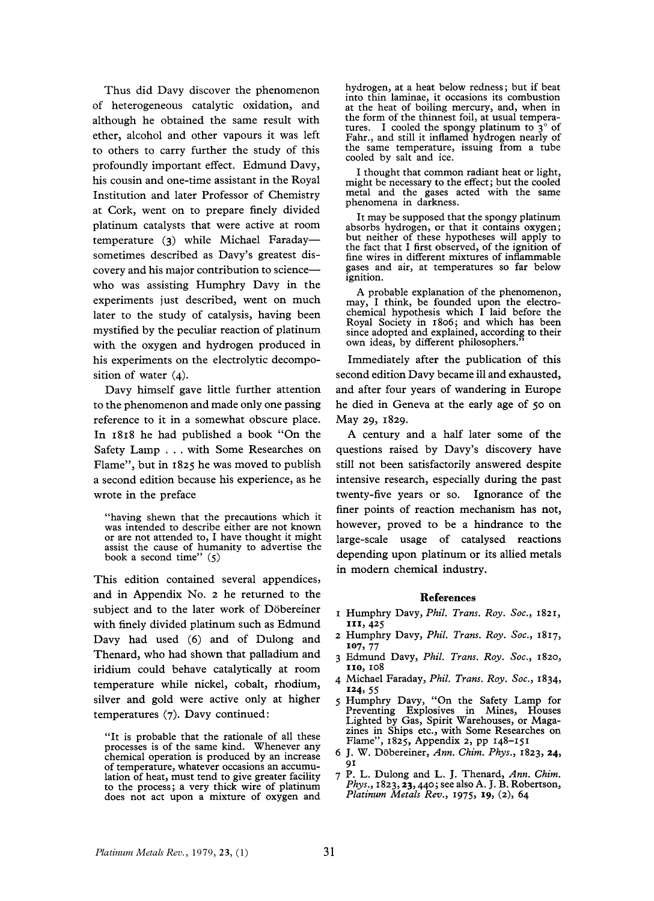Thus did Davy discover the phenomenon of heterogeneous catalytic oxidation, and although he obtained the same result with ether, alcohol and other vapours it was left to others to carry further the study of this profoundly important effect. Edmund Davy, his cousin and one-time assistant in the Royal Institution and later Professor of Chemistry at Cork, went on to prepare finely divided platinum catalysts that were active at room temperature (3) while Michael Faraday—sometimes described as Davy's greatest discovery and his major contribution to science—who was assisting Humphry Davy in the experiments just described, went on much later to the study of catalysis, having been mystified by the peculiar reaction of platinum with the oxygen and hydrogen produced in his experiments on the electrolytic decomposition of water (4).

Davy himself gave little further attention to the phenomenon and made only one passing reference to it in a somewhat obscure place. In 1818 he had published a book "On the Safety Lamp . . . with Some Researches on Flame", but in 1825 he was moved to publish a second edition because his experience, as he wrote in the preface

> "having shewn that the precautions which it was intended to describe either are not known or are not attended to, I have thought it might assist the cause of humanity to advertise the book a second time" (5)

This edition contained several appendices, and in Appendix No. 2 he returned to the subject and to the later work of Döbereiner with finely divided platinum such as Edmund Davy had used (6) and of Dulong and Thenard, who had shown that palladium and iridium could behave catalytically at room temperature while nickel, cobalt, rhodium, silver and gold were active only at higher temperatures (7). Davy continued:

> "It is probable that the rationale of all these processes is of the same kind. Whenever any chemical operation is produced by an increase of temperature, whatever occasions an accumulation of heat, must tend to give greater facility to the process; a very thick wire of platinum does not act upon a mixture of oxygen and hydrogen, at a heat below redness; but if beat into thin laminae, it occasions its combustion at the heat of boiling mercury, and, when in the form of the thinnest foil, at usual temperatures. I cooled the spongy platinum to 3° of Fahr., and still it inflamed hydrogen nearly of the same temperature, issuing from a tube cooled by salt and ice.
>
> I thought that common radiant heat or light, might be necessary to the effect; but the cooled metal and the gases acted with the same phenomena in darkness.
>
> It may be supposed that the spongy platinum absorbs hydrogen, or that it contains oxygen; but neither of these hypotheses will apply to the fact that I first observed, of the ignition of fine wires in different mixtures of inflammable gases and air, at temperatures so far below ignition.
>
> A probable explanation of the phenomenon, may, I think, be founded upon the electro-chemical hypothesis which I laid before the Royal Society in 1806; and which has been since adopted and explained, according to their own ideas, by different philosophers."

Immediately after the publication of this second edition Davy became ill and exhausted, and after four years of wandering in Europe he died in Geneva at the early age of 50 on May 29, 1829.

A century and a half later some of the questions raised by Davy's discovery have still not been satisfactorily answered despite intensive research, especially during the past twenty-five years or so. Ignorance of the finer points of reaction mechanism has not, however, proved to be a hindrance to the large-scale usage of catalysed reactions depending upon platinum or its allied metals in modern chemical industry.

### References

1. Humphry Davy, *Phil. Trans. Roy. Soc.*, 1821, **111**, 425
2. Humphry Davy, *Phil. Trans. Roy. Soc.*, 1817, **107**, 77
3. Edmund Davy, *Phil. Trans. Roy. Soc.*, 1820, **110**, 108
4. Michael Faraday, *Phil. Trans. Roy. Soc.*, 1834, **124**, 55
5. Humphry Davy, "On the Safety Lamp for Preventing Explosives in Mines, Houses Lighted by Gas, Spirit Warehouses, or Magazines in Ships etc., with Some Researches on Flame", 1825, Appendix 2, pp 148–151
6. J. W. Döbereiner, *Ann. Chim. Phys.*, 1823, **24**, 91
7. P. L. Dulong and L. J. Thenard, *Ann. Chim. Phys.*, 1823, **23**, 440; see also A. J. B. Robertson, *Platinum Metals Rev.*, 1975, **19**, (2), 64